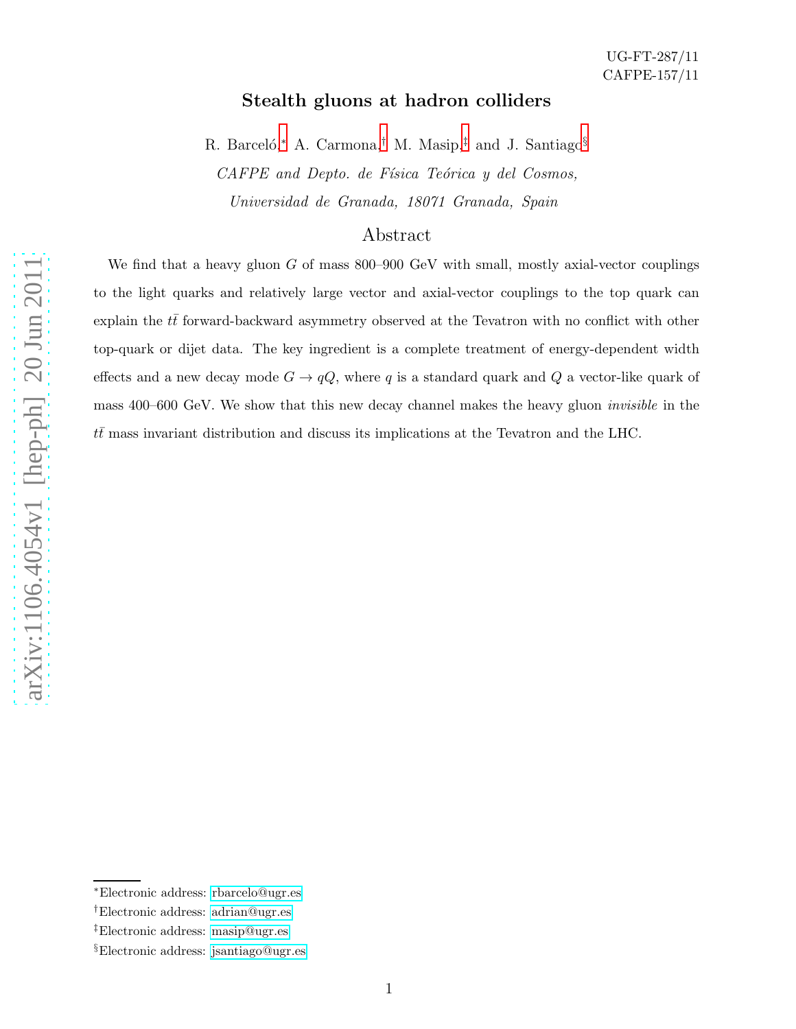UG-FT-287/11
CAFPE-157/11

# Stealth gluons at hadron colliders

R. Barceló,[*] A. Carmona,[†] M. Masip,[‡] and J. Santiago[§]

*CAFPE and Depto. de Física Teórica y del Cosmos,*
*Universidad de Granada, 18071 Granada, Spain*

## Abstract

We find that a heavy gluon $G$ of mass 800–900 GeV with small, mostly axial-vector couplings to the light quarks and relatively large vector and axial-vector couplings to the top quark can explain the $t\bar{t}$ forward-backward asymmetry observed at the Tevatron with no conflict with other top-quark or dijet data. The key ingredient is a complete treatment of energy-dependent width effects and a new decay mode $G \to qQ$, where $q$ is a standard quark and $Q$ a vector-like quark of mass 400–600 GeV. We show that this new decay channel makes the heavy gluon *invisible* in the $t\bar{t}$ mass invariant distribution and discuss its implications at the Tevatron and the LHC.

[*]Electronic address: rbarcelo@ugr.es
[†]Electronic address: adrian@ugr.es
[‡]Electronic address: masip@ugr.es
[§]Electronic address: jsantiago@ugr.es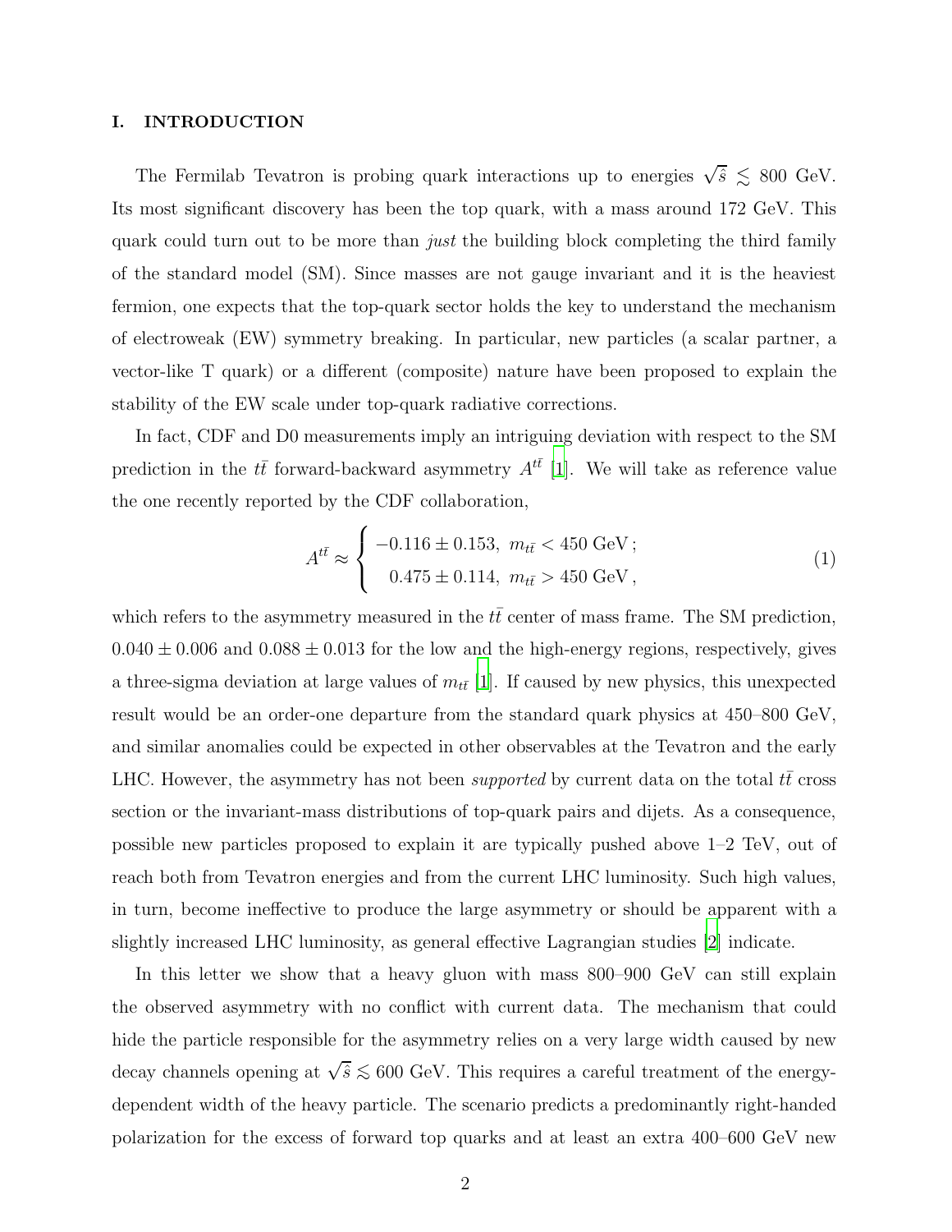## I. INTRODUCTION

The Fermilab Tevatron is probing quark interactions up to energies $\sqrt{\hat{s}} \lesssim 800$ GeV. Its most significant discovery has been the top quark, with a mass around 172 GeV. This quark could turn out to be more than *just* the building block completing the third family of the standard model (SM). Since masses are not gauge invariant and it is the heaviest fermion, one expects that the top-quark sector holds the key to understand the mechanism of electroweak (EW) symmetry breaking. In particular, new particles (a scalar partner, a vector-like T quark) or a different (composite) nature have been proposed to explain the stability of the EW scale under top-quark radiative corrections.

In fact, CDF and D0 measurements imply an intriguing deviation with respect to the SM prediction in the $t\bar{t}$ forward-backward asymmetry $A^{t\bar{t}}$ [1]. We will take as reference value the one recently reported by the CDF collaboration,

$$A^{t\bar{t}} \approx \begin{cases} -0.116 \pm 0.153, \; m_{t\bar{t}} < 450 \text{ GeV}\,; \\ \;\;\, 0.475 \pm 0.114, \; m_{t\bar{t}} > 450 \text{ GeV}\,, \end{cases} \tag{1}$$

which refers to the asymmetry measured in the $t\bar{t}$ center of mass frame. The SM prediction, $0.040 \pm 0.006$ and $0.088 \pm 0.013$ for the low and the high-energy regions, respectively, gives a three-sigma deviation at large values of $m_{t\bar{t}}$ [1]. If caused by new physics, this unexpected result would be an order-one departure from the standard quark physics at 450–800 GeV, and similar anomalies could be expected in other observables at the Tevatron and the early LHC. However, the asymmetry has not been *supported* by current data on the total $t\bar{t}$ cross section or the invariant-mass distributions of top-quark pairs and dijets. As a consequence, possible new particles proposed to explain it are typically pushed above 1–2 TeV, out of reach both from Tevatron energies and from the current LHC luminosity. Such high values, in turn, become ineffective to produce the large asymmetry or should be apparent with a slightly increased LHC luminosity, as general effective Lagrangian studies [2] indicate.

In this letter we show that a heavy gluon with mass 800–900 GeV can still explain the observed asymmetry with no conflict with current data. The mechanism that could hide the particle responsible for the asymmetry relies on a very large width caused by new decay channels opening at $\sqrt{\hat{s}} \lesssim 600$ GeV. This requires a careful treatment of the energy-dependent width of the heavy particle. The scenario predicts a predominantly right-handed polarization for the excess of forward top quarks and at least an extra 400–600 GeV new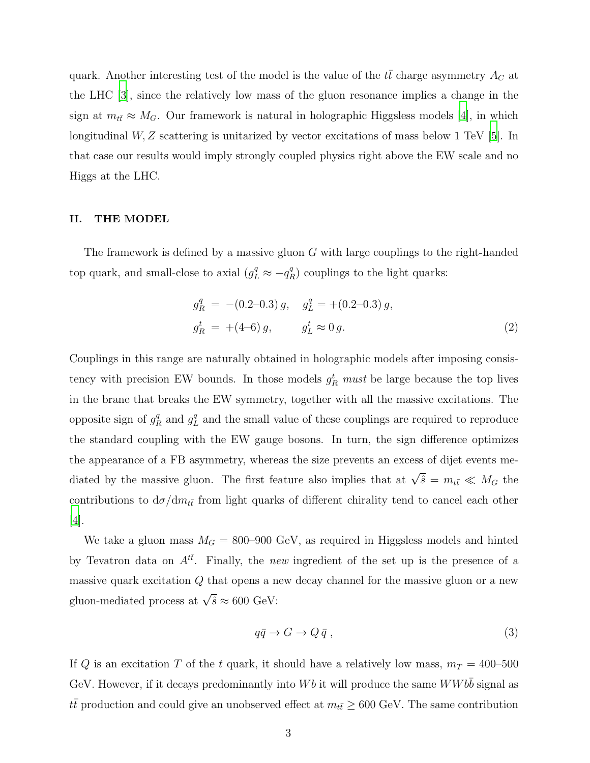quark. Another interesting test of the model is the value of the $t\bar{t}$ charge asymmetry $A_C$ at the LHC [3], since the relatively low mass of the gluon resonance implies a change in the sign at $m_{t\bar{t}} \approx M_G$. Our framework is natural in holographic Higgsless models [4], in which longitudinal $W, Z$ scattering is unitarized by vector excitations of mass below 1 TeV [5]. In that case our results would imply strongly coupled physics right above the EW scale and no Higgs at the LHC.

## II. THE MODEL

The framework is defined by a massive gluon $G$ with large couplings to the right-handed top quark, and small-close to axial ($g_L^q \approx -g_R^q$) couplings to the light quarks:

$$
\begin{aligned}
g_R^q &= -(0.2\text{–}0.3)\, g, \quad g_L^q = +(0.2\text{–}0.3)\, g, \\
g_R^t &= +(4\text{–}6)\, g, \qquad g_L^t \approx 0\, g.
\end{aligned} \tag{2}
$$

Couplings in this range are naturally obtained in holographic models after imposing consistency with precision EW bounds. In those models $g_R^t$ *must* be large because the top lives in the brane that breaks the EW symmetry, together with all the massive excitations. The opposite sign of $g_R^q$ and $g_L^q$ and the small value of these couplings are required to reproduce the standard coupling with the EW gauge bosons. In turn, the sign difference optimizes the appearance of a FB asymmetry, whereas the size prevents an excess of dijet events mediated by the massive gluon. The first feature also implies that at $\sqrt{\hat{s}} = m_{t\bar{t}} \ll M_G$ the contributions to $\mathrm{d}\sigma/\mathrm{d}m_{t\bar{t}}$ from light quarks of different chirality tend to cancel each other [4].

We take a gluon mass $M_G = 800$–$900$ GeV, as required in Higgsless models and hinted by Tevatron data on $A^{t\bar{t}}$. Finally, the *new* ingredient of the set up is the presence of a massive quark excitation $Q$ that opens a new decay channel for the massive gluon or a new gluon-mediated process at $\sqrt{\hat{s}} \approx 600$ GeV:

$$
q\bar{q} \to G \to Q\,\bar{q}\;, \tag{3}
$$

If $Q$ is an excitation $T$ of the $t$ quark, it should have a relatively low mass, $m_T = 400$–$500$ GeV. However, if it decays predominantly into $Wb$ it will produce the same $WWb\bar{b}$ signal as $t\bar{t}$ production and could give an unobserved effect at $m_{t\bar{t}} \geq 600$ GeV. The same contribution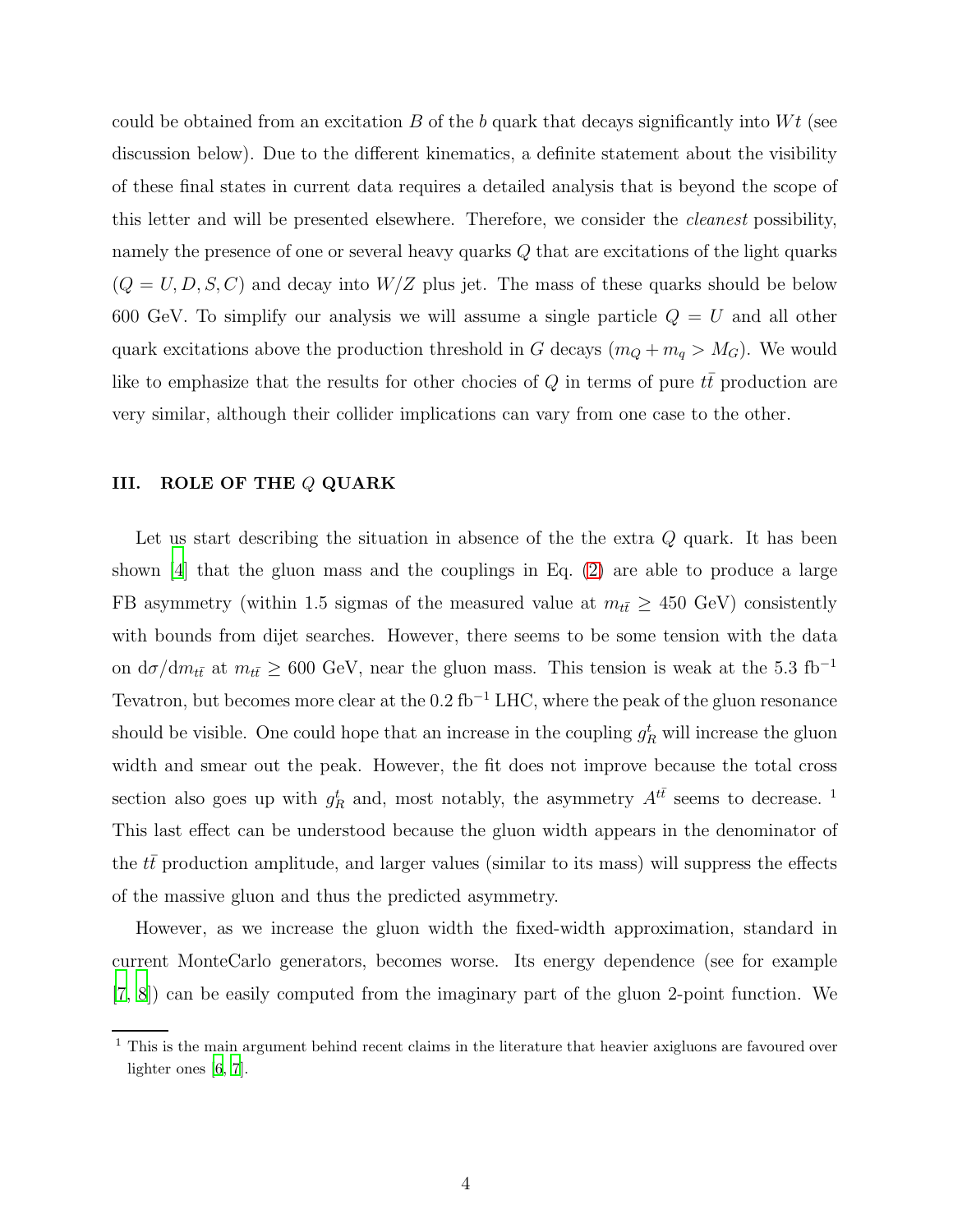could be obtained from an excitation $B$ of the $b$ quark that decays significantly into $Wt$ (see discussion below). Due to the different kinematics, a definite statement about the visibility of these final states in current data requires a detailed analysis that is beyond the scope of this letter and will be presented elsewhere. Therefore, we consider the *cleanest* possibility, namely the presence of one or several heavy quarks $Q$ that are excitations of the light quarks ($Q = U, D, S, C$) and decay into $W/Z$ plus jet. The mass of these quarks should be below 600 GeV. To simplify our analysis we will assume a single particle $Q = U$ and all other quark excitations above the production threshold in $G$ decays ($m_Q + m_q > M_G$). We would like to emphasize that the results for other chocies of $Q$ in terms of pure $t\bar{t}$ production are very similar, although their collider implications can vary from one case to the other.

## III. ROLE OF THE $Q$ QUARK

Let us start describing the situation in absence of the the extra $Q$ quark. It has been shown [4] that the gluon mass and the couplings in Eq. (2) are able to produce a large FB asymmetry (within 1.5 sigmas of the measured value at $m_{t\bar{t}} \geq 450$ GeV) consistently with bounds from dijet searches. However, there seems to be some tension with the data on $\mathrm{d}\sigma/\mathrm{d}m_{t\bar{t}}$ at $m_{t\bar{t}} \geq 600$ GeV, near the gluon mass. This tension is weak at the 5.3 fb$^{-1}$ Tevatron, but becomes more clear at the 0.2 fb$^{-1}$ LHC, where the peak of the gluon resonance should be visible. One could hope that an increase in the coupling $g_R^t$ will increase the gluon width and smear out the peak. However, the fit does not improve because the total cross section also goes up with $g_R^t$ and, most notably, the asymmetry $A^{t\bar{t}}$ seems to decrease. [1] This last effect can be understood because the gluon width appears in the denominator of the $t\bar{t}$ production amplitude, and larger values (similar to its mass) will suppress the effects of the massive gluon and thus the predicted asymmetry.

However, as we increase the gluon width the fixed-width approximation, standard in current MonteCarlo generators, becomes worse. Its energy dependence (see for example [7, 8]) can be easily computed from the imaginary part of the gluon 2-point function. We

[1] This is the main argument behind recent claims in the literature that heavier axigluons are favoured over lighter ones [6, 7].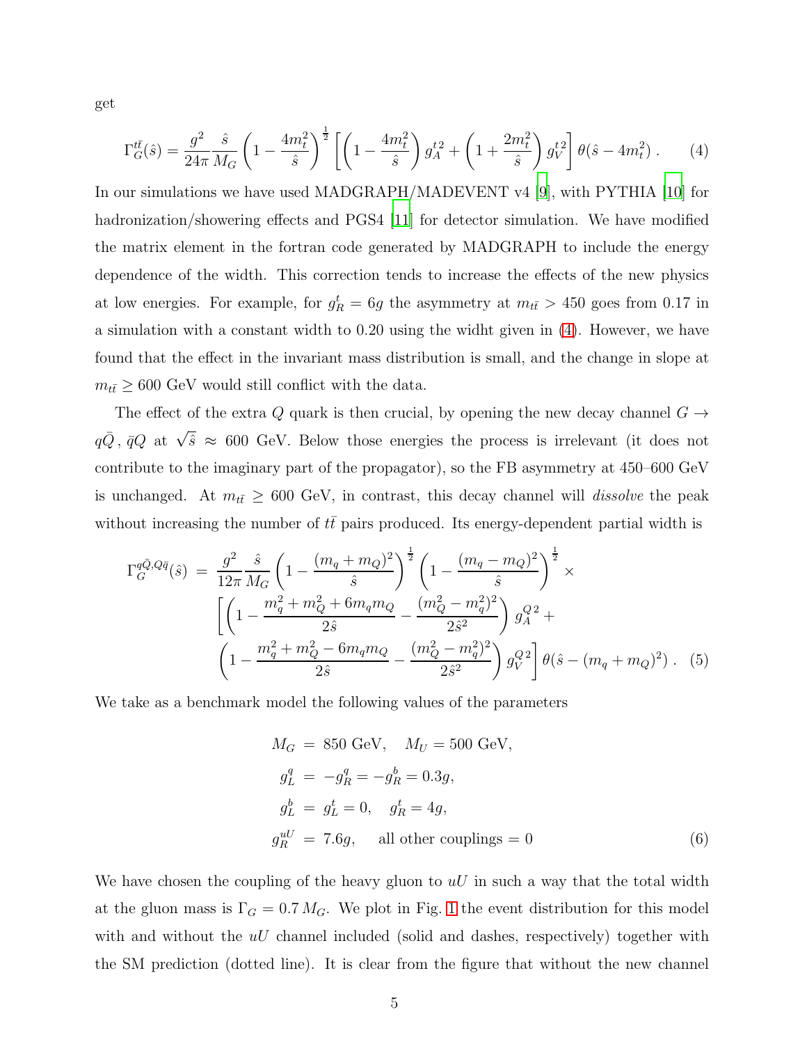get

$$
\Gamma_G^{t\bar{t}}(\hat{s}) = \frac{g^2}{24\pi}\frac{\hat{s}}{M_G}\left(1-\frac{4m_t^2}{\hat{s}}\right)^{\frac{1}{2}}\left[\left(1-\frac{4m_t^2}{\hat{s}}\right)g_A^{t\,2}+\left(1+\frac{2m_t^2}{\hat{s}}\right)g_V^{t\,2}\right]\theta(\hat{s}-4m_t^2)\,. \qquad (4)
$$

In our simulations we have used MADGRAPH/MADEVENT v4 [9], with PYTHIA [10] for hadronization/showering effects and PGS4 [11] for detector simulation. We have modified the matrix element in the fortran code generated by MADGRAPH to include the energy dependence of the width. This correction tends to increase the effects of the new physics at low energies. For example, for $g_R^t = 6g$ the asymmetry at $m_{t\bar{t}} > 450$ goes from 0.17 in a simulation with a constant width to 0.20 using the widht given in (4). However, we have found that the effect in the invariant mass distribution is small, and the change in slope at $m_{t\bar{t}} \geq 600$ GeV would still conflict with the data.

The effect of the extra $Q$ quark is then crucial, by opening the new decay channel $G \to q\bar{Q}\,,\, \bar{q}Q$ at $\sqrt{\hat{s}} \approx 600$ GeV. Below those energies the process is irrelevant (it does not contribute to the imaginary part of the propagator), so the FB asymmetry at 450–600 GeV is unchanged. At $m_{t\bar{t}} \geq 600$ GeV, in contrast, this decay channel will *dissolve* the peak without increasing the number of $t\bar{t}$ pairs produced. Its energy-dependent partial width is

$$
\begin{aligned}
\Gamma_G^{q\bar{Q},Q\bar{q}}(\hat{s}) \;=\; & \frac{g^2}{12\pi}\frac{\hat{s}}{M_G}\left(1-\frac{(m_q+m_Q)^2}{\hat{s}}\right)^{\frac{1}{2}}\left(1-\frac{(m_q-m_Q)^2}{\hat{s}}\right)^{\frac{1}{2}}\times \\
& \left[\left(1-\frac{m_q^2+m_Q^2+6m_qm_Q}{2\hat{s}}-\frac{(m_Q^2-m_q^2)^2}{2\hat{s}^2}\right)g_A^{Q\,2}+\right. \\
& \left.\left(1-\frac{m_q^2+m_Q^2-6m_qm_Q}{2\hat{s}}-\frac{(m_Q^2-m_q^2)^2}{2\hat{s}^2}\right)g_V^{Q\,2}\right]\theta(\hat{s}-(m_q+m_Q)^2)\,. \qquad (5)
\end{aligned}
$$

We take as a benchmark model the following values of the parameters

$$
\begin{aligned}
M_G \;&=\; 850\text{ GeV},\quad M_U = 500\text{ GeV},\\
g_L^q \;&=\; -g_R^q = -g_R^b = 0.3g,\\
g_L^b \;&=\; g_L^t = 0,\quad g_R^t = 4g,\\
g_R^{uU} \;&=\; 7.6g,\qquad \text{all other couplings} = 0 \qquad (6)
\end{aligned}
$$

We have chosen the coupling of the heavy gluon to $uU$ in such a way that the total width at the gluon mass is $\Gamma_G = 0.7\,M_G$. We plot in Fig. 1 the event distribution for this model with and without the $uU$ channel included (solid and dashes, respectively) together with the SM prediction (dotted line). It is clear from the figure that without the new channel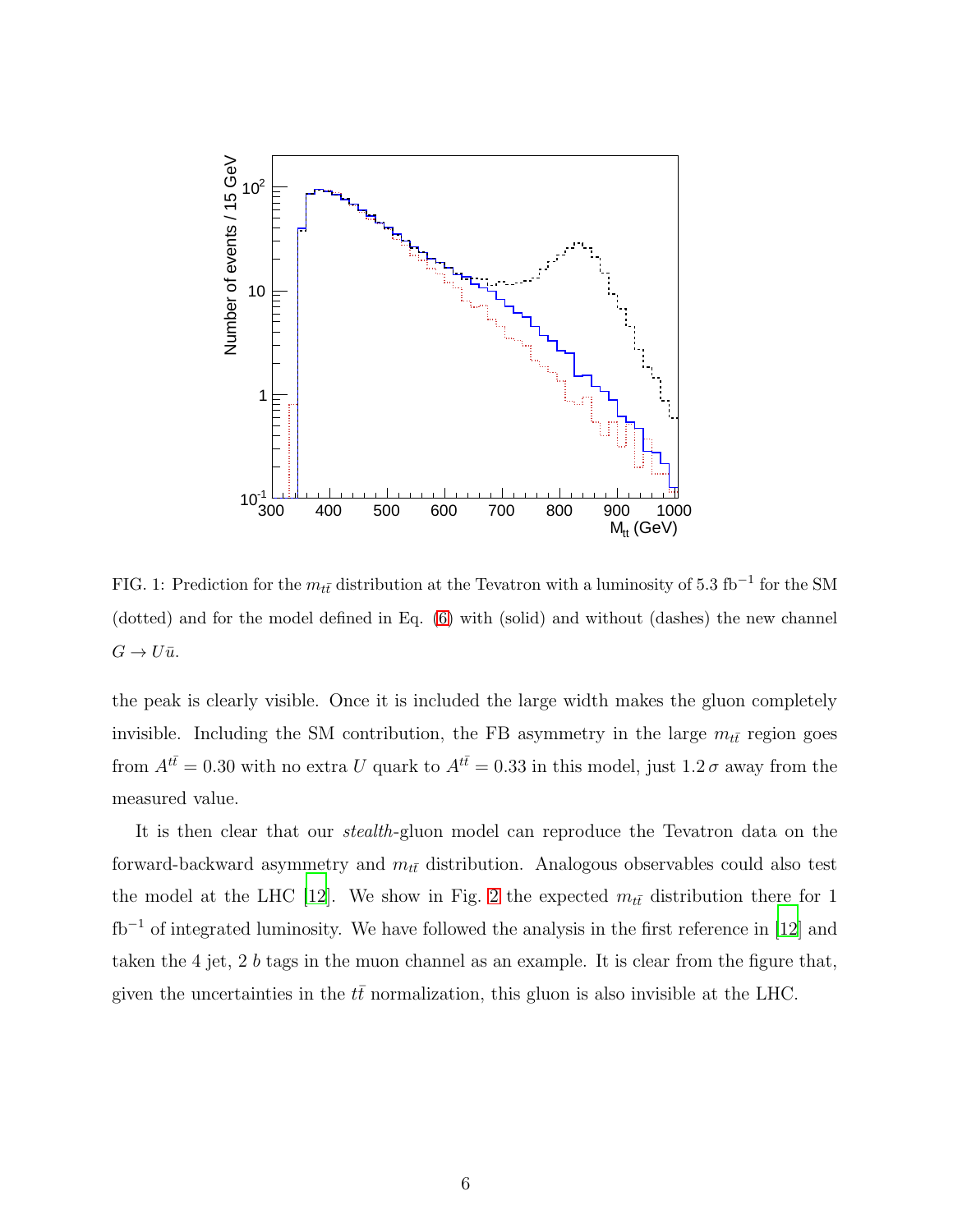Number of events / 15 GeV

$10^2$

10

1

$10^{-1}$

300 400 500 600 700 800 900 1000

$M_{tt}$ (GeV)

FIG. 1: Prediction for the $m_{t\bar{t}}$ distribution at the Tevatron with a luminosity of 5.3 fb$^{-1}$ for the SM (dotted) and for the model defined in Eq. (6) with (solid) and without (dashes) the new channel $G \to U\bar{u}$.

the peak is clearly visible. Once it is included the large width makes the gluon completely invisible. Including the SM contribution, the FB asymmetry in the large $m_{t\bar{t}}$ region goes from $A^{t\bar{t}} = 0.30$ with no extra $U$ quark to $A^{t\bar{t}} = 0.33$ in this model, just $1.2\,\sigma$ away from the measured value.

It is then clear that our *stealth*-gluon model can reproduce the Tevatron data on the forward-backward asymmetry and $m_{t\bar{t}}$ distribution. Analogous observables could also test the model at the LHC [12]. We show in Fig. 2 the expected $m_{t\bar{t}}$ distribution there for 1 fb$^{-1}$ of integrated luminosity. We have followed the analysis in the first reference in [12] and taken the 4 jet, 2 $b$ tags in the muon channel as an example. It is clear from the figure that, given the uncertainties in the $t\bar{t}$ normalization, this gluon is also invisible at the LHC.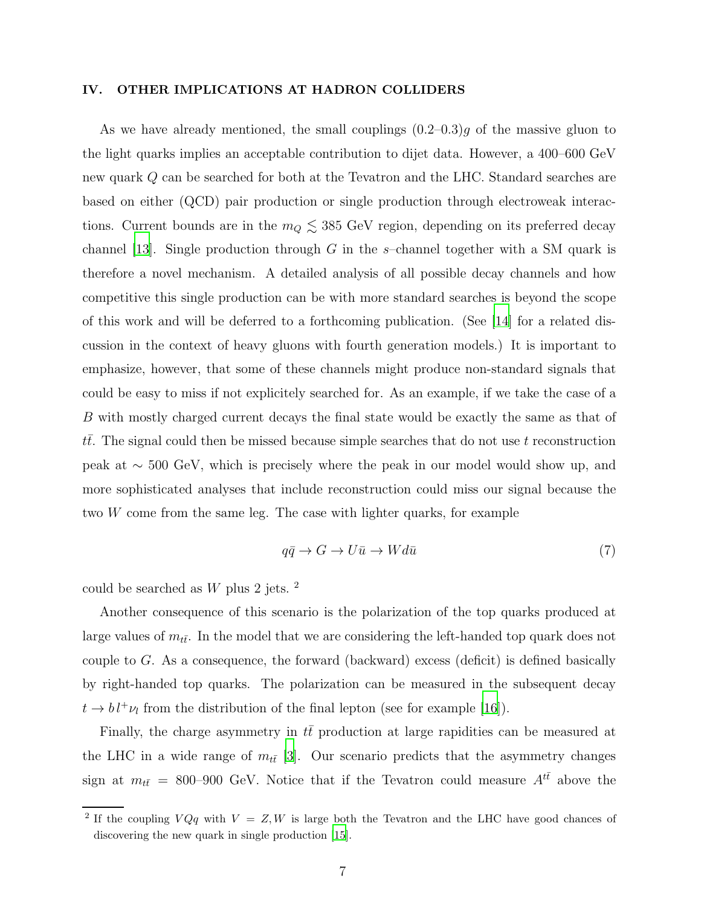## IV. OTHER IMPLICATIONS AT HADRON COLLIDERS

As we have already mentioned, the small couplings $(0.2\text{–}0.3)g$ of the massive gluon to the light quarks implies an acceptable contribution to dijet data. However, a 400–600 GeV new quark $Q$ can be searched for both at the Tevatron and the LHC. Standard searches are based on either (QCD) pair production or single production through electroweak interactions. Current bounds are in the $m_Q \lesssim 385$ GeV region, depending on its preferred decay channel [13]. Single production through $G$ in the $s$–channel together with a SM quark is therefore a novel mechanism. A detailed analysis of all possible decay channels and how competitive this single production can be with more standard searches is beyond the scope of this work and will be deferred to a forthcoming publication. (See [14] for a related discussion in the context of heavy gluons with fourth generation models.) It is important to emphasize, however, that some of these channels might produce non-standard signals that could be easy to miss if not explicitely searched for. As an example, if we take the case of a $B$ with mostly charged current decays the final state would be exactly the same as that of $t\bar{t}$. The signal could then be missed because simple searches that do not use $t$ reconstruction peak at $\sim 500$ GeV, which is precisely where the peak in our model would show up, and more sophisticated analyses that include reconstruction could miss our signal because the two $W$ come from the same leg. The case with lighter quarks, for example

$$q\bar{q} \to G \to U\bar{u} \to W d\bar{u} \tag{7}$$

could be searched as $W$ plus 2 jets. [2]

Another consequence of this scenario is the polarization of the top quarks produced at large values of $m_{t\bar{t}}$. In the model that we are considering the left-handed top quark does not couple to $G$. As a consequence, the forward (backward) excess (deficit) is defined basically by right-handed top quarks. The polarization can be measured in the subsequent decay $t \to b\, l^+ \nu_l$ from the distribution of the final lepton (see for example [16]).

Finally, the charge asymmetry in $t\bar{t}$ production at large rapidities can be measured at the LHC in a wide range of $m_{t\bar{t}}$ [3]. Our scenario predicts that the asymmetry changes sign at $m_{t\bar{t}} = 800$–$900$ GeV. Notice that if the Tevatron could measure $A^{t\bar{t}}$ above the

[2] If the coupling $VQq$ with $V = Z, W$ is large both the Tevatron and the LHC have good chances of discovering the new quark in single production [15].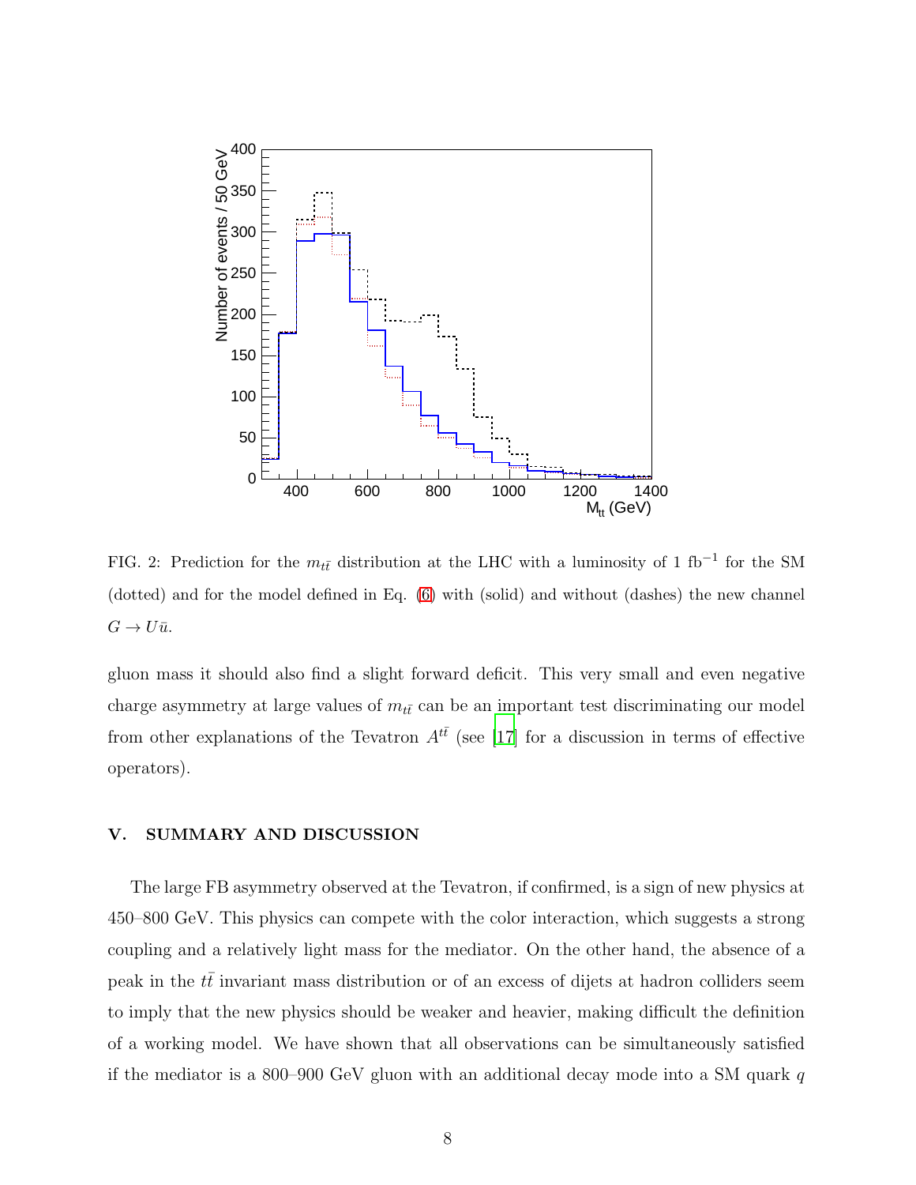Number of events / 50 GeV

400
350
300
250
200
150
100
50
0

400 600 800 1000 1200 1400

$M_{tt}$ (GeV)

FIG. 2: Prediction for the $m_{t\bar{t}}$ distribution at the LHC with a luminosity of 1 fb$^{-1}$ for the SM (dotted) and for the model defined in Eq. (6) with (solid) and without (dashes) the new channel $G \to U\bar{u}$.

gluon mass it should also find a slight forward deficit. This very small and even negative charge asymmetry at large values of $m_{t\bar{t}}$ can be an important test discriminating our model from other explanations of the Tevatron $A^{t\bar{t}}$ (see [17] for a discussion in terms of effective operators).

## V. SUMMARY AND DISCUSSION

The large FB asymmetry observed at the Tevatron, if confirmed, is a sign of new physics at 450–800 GeV. This physics can compete with the color interaction, which suggests a strong coupling and a relatively light mass for the mediator. On the other hand, the absence of a peak in the $t\bar{t}$ invariant mass distribution or of an excess of dijets at hadron colliders seem to imply that the new physics should be weaker and heavier, making difficult the definition of a working model. We have shown that all observations can be simultaneously satisfied if the mediator is a 800–900 GeV gluon with an additional decay mode into a SM quark $q$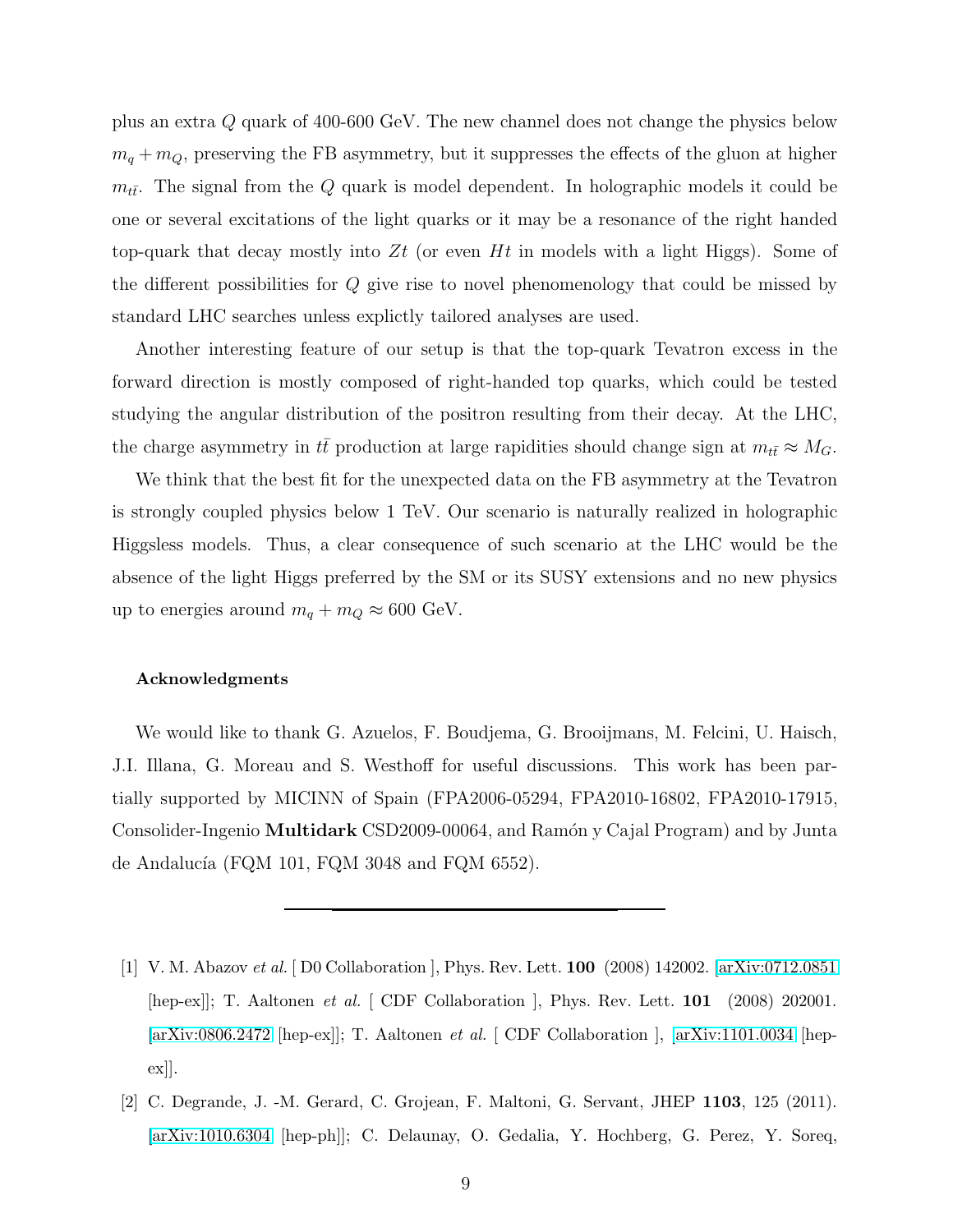plus an extra $Q$ quark of 400-600 GeV. The new channel does not change the physics below $m_q + m_Q$, preserving the FB asymmetry, but it suppresses the effects of the gluon at higher $m_{t\bar{t}}$. The signal from the $Q$ quark is model dependent. In holographic models it could be one or several excitations of the light quarks or it may be a resonance of the right handed top-quark that decay mostly into $Zt$ (or even $Ht$ in models with a light Higgs). Some of the different possibilities for $Q$ give rise to novel phenomenology that could be missed by standard LHC searches unless explictly tailored analyses are used.

Another interesting feature of our setup is that the top-quark Tevatron excess in the forward direction is mostly composed of right-handed top quarks, which could be tested studying the angular distribution of the positron resulting from their decay. At the LHC, the charge asymmetry in $t\bar{t}$ production at large rapidities should change sign at $m_{t\bar{t}} \approx M_G$.

We think that the best fit for the unexpected data on the FB asymmetry at the Tevatron is strongly coupled physics below 1 TeV. Our scenario is naturally realized in holographic Higgsless models. Thus, a clear consequence of such scenario at the LHC would be the absence of the light Higgs preferred by the SM or its SUSY extensions and no new physics up to energies around $m_q + m_Q \approx 600$ GeV.

### Acknowledgments

We would like to thank G. Azuelos, F. Boudjema, G. Brooijmans, M. Felcini, U. Haisch, J.I. Illana, G. Moreau and S. Westhoff for useful discussions. This work has been partially supported by MICINN of Spain (FPA2006-05294, FPA2010-16802, FPA2010-17915, Consolider-Ingenio **Multidark** CSD2009-00064, and Ramón y Cajal Program) and by Junta de Andalucía (FQM 101, FQM 3048 and FQM 6552).

---

[1] V. M. Abazov *et al.* [ D0 Collaboration ], Phys. Rev. Lett. **100** (2008) 142002. [arXiv:0712.0851 [hep-ex]]; T. Aaltonen *et al.* [ CDF Collaboration ], Phys. Rev. Lett. **101** (2008) 202001. [arXiv:0806.2472 [hep-ex]]; T. Aaltonen *et al.* [ CDF Collaboration ], [arXiv:1101.0034 [hep-ex]].

[2] C. Degrande, J. -M. Gerard, C. Grojean, F. Maltoni, G. Servant, JHEP **1103**, 125 (2011). [arXiv:1010.6304 [hep-ph]]; C. Delaunay, O. Gedalia, Y. Hochberg, G. Perez, Y. Soreq,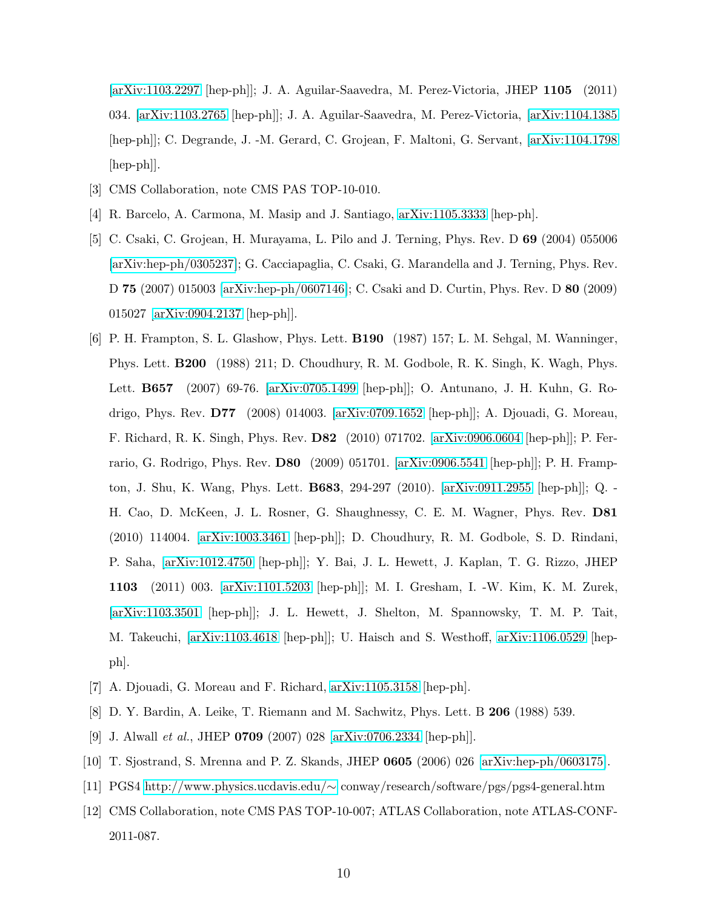[arXiv:1103.2297 [hep-ph]]; J. A. Aguilar-Saavedra, M. Perez-Victoria, JHEP **1105** (2011) 034. [arXiv:1103.2765 [hep-ph]]; J. A. Aguilar-Saavedra, M. Perez-Victoria, [arXiv:1104.1385 [hep-ph]]; C. Degrande, J. -M. Gerard, C. Grojean, F. Maltoni, G. Servant, [arXiv:1104.1798 [hep-ph]].

[3] CMS Collaboration, note CMS PAS TOP-10-010.

[4] R. Barcelo, A. Carmona, M. Masip and J. Santiago, arXiv:1105.3333 [hep-ph].

[5] C. Csaki, C. Grojean, H. Murayama, L. Pilo and J. Terning, Phys. Rev. D **69** (2004) 055006 [arXiv:hep-ph/0305237]; G. Cacciapaglia, C. Csaki, G. Marandella and J. Terning, Phys. Rev. D **75** (2007) 015003 [arXiv:hep-ph/0607146]; C. Csaki and D. Curtin, Phys. Rev. D **80** (2009) 015027 [arXiv:0904.2137 [hep-ph]].

[6] P. H. Frampton, S. L. Glashow, Phys. Lett. **B190** (1987) 157; L. M. Sehgal, M. Wanninger, Phys. Lett. **B200** (1988) 211; D. Choudhury, R. M. Godbole, R. K. Singh, K. Wagh, Phys. Lett. **B657** (2007) 69-76. [arXiv:0705.1499 [hep-ph]]; O. Antunano, J. H. Kuhn, G. Rodrigo, Phys. Rev. **D77** (2008) 014003. [arXiv:0709.1652 [hep-ph]]; A. Djouadi, G. Moreau, F. Richard, R. K. Singh, Phys. Rev. **D82** (2010) 071702. [arXiv:0906.0604 [hep-ph]]; P. Ferrario, G. Rodrigo, Phys. Rev. **D80** (2009) 051701. [arXiv:0906.5541 [hep-ph]]; P. H. Frampton, J. Shu, K. Wang, Phys. Lett. **B683**, 294-297 (2010). [arXiv:0911.2955 [hep-ph]]; Q. -H. Cao, D. McKeen, J. L. Rosner, G. Shaughnessy, C. E. M. Wagner, Phys. Rev. **D81** (2010) 114004. [arXiv:1003.3461 [hep-ph]]; D. Choudhury, R. M. Godbole, S. D. Rindani, P. Saha, [arXiv:1012.4750 [hep-ph]]; Y. Bai, J. L. Hewett, J. Kaplan, T. G. Rizzo, JHEP **1103** (2011) 003. [arXiv:1101.5203 [hep-ph]]; M. I. Gresham, I. -W. Kim, K. M. Zurek, [arXiv:1103.3501 [hep-ph]]; J. L. Hewett, J. Shelton, M. Spannowsky, T. M. P. Tait, M. Takeuchi, [arXiv:1103.4618 [hep-ph]]; U. Haisch and S. Westhoff, arXiv:1106.0529 [hep-ph].

[7] A. Djouadi, G. Moreau and F. Richard, arXiv:1105.3158 [hep-ph].

[8] D. Y. Bardin, A. Leike, T. Riemann and M. Sachwitz, Phys. Lett. B **206** (1988) 539.

[9] J. Alwall *et al.*, JHEP **0709** (2007) 028 [arXiv:0706.2334 [hep-ph]].

[10] T. Sjostrand, S. Mrenna and P. Z. Skands, JHEP **0605** (2006) 026 [arXiv:hep-ph/0603175].

[11] PGS4 http://www.physics.ucdavis.edu/∼ conway/research/software/pgs/pgs4-general.htm

[12] CMS Collaboration, note CMS PAS TOP-10-007; ATLAS Collaboration, note ATLAS-CONF-2011-087.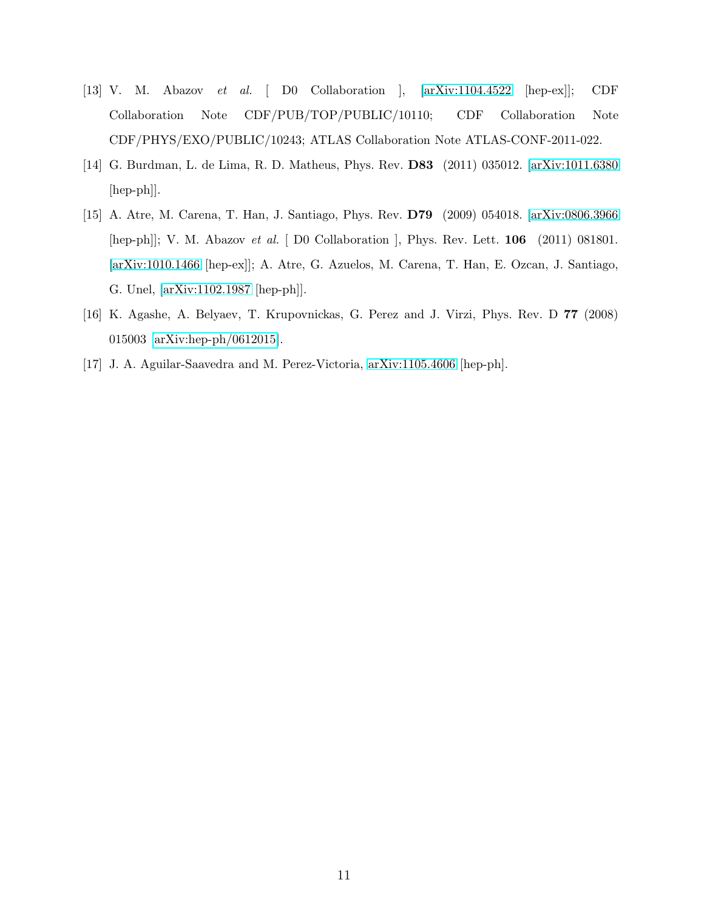[13] V. M. Abazov *et al.* [ D0 Collaboration ], [arXiv:1104.4522 [hep-ex]]; CDF Collaboration Note CDF/PUB/TOP/PUBLIC/10110; CDF Collaboration Note CDF/PHYS/EXO/PUBLIC/10243; ATLAS Collaboration Note ATLAS-CONF-2011-022.

[14] G. Burdman, L. de Lima, R. D. Matheus, Phys. Rev. **D83** (2011) 035012. [arXiv:1011.6380 [hep-ph]].

[15] A. Atre, M. Carena, T. Han, J. Santiago, Phys. Rev. **D79** (2009) 054018. [arXiv:0806.3966 [hep-ph]]; V. M. Abazov *et al.* [ D0 Collaboration ], Phys. Rev. Lett. **106** (2011) 081801. [arXiv:1010.1466 [hep-ex]]; A. Atre, G. Azuelos, M. Carena, T. Han, E. Ozcan, J. Santiago, G. Unel, [arXiv:1102.1987 [hep-ph]].

[16] K. Agashe, A. Belyaev, T. Krupovnickas, G. Perez and J. Virzi, Phys. Rev. D **77** (2008) 015003 [arXiv:hep-ph/0612015].

[17] J. A. Aguilar-Saavedra and M. Perez-Victoria, arXiv:1105.4606 [hep-ph].